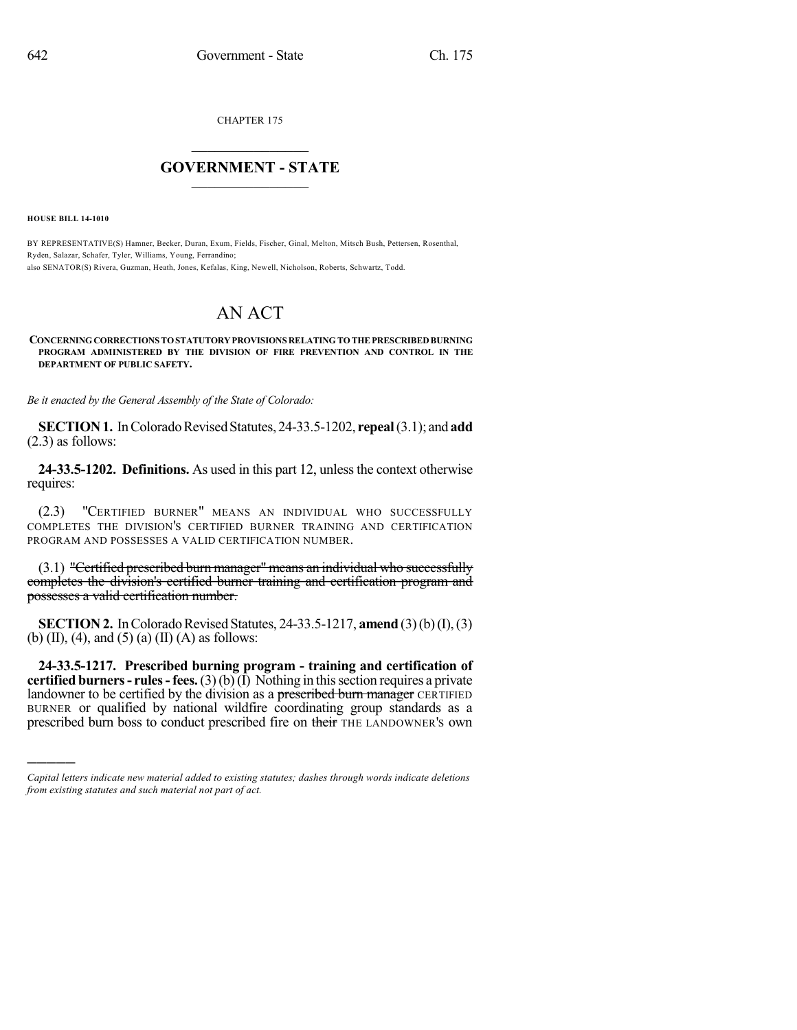CHAPTER 175

# GOVERNMENT - STATE

**HOUSE BILL 14-1010**

BY REPRESENTATIVE(S) Hamner, Becker, Duran, Exum, Fields, Fischer, Ginal, Melton, Mitsch Bush, Pettersen, Rosenthal, Ryden, Salazar, Schafer, Tyler, Williams, Young, Ferrandino;
also SENATOR(S) Rivera, Guzman, Heath, Jones, Kefalas, King, Newell, Nicholson, Roberts, Schwartz, Todd.

# AN ACT

**CONCERNING CORRECTIONS TO STATUTORY PROVISIONS RELATING TO THE PRESCRIBED BURNING PROGRAM ADMINISTERED BY THE DIVISION OF FIRE PREVENTION AND CONTROL IN THE DEPARTMENT OF PUBLIC SAFETY.**

*Be it enacted by the General Assembly of the State of Colorado:*

**SECTION 1.** In Colorado Revised Statutes, 24-33.5-1202, **repeal** (3.1); and **add** (2.3) as follows:

**24-33.5-1202. Definitions.** As used in this part 12, unless the context otherwise requires:

(2.3) "CERTIFIED BURNER" MEANS AN INDIVIDUAL WHO SUCCESSFULLY COMPLETES THE DIVISION'S CERTIFIED BURNER TRAINING AND CERTIFICATION PROGRAM AND POSSESSES A VALID CERTIFICATION NUMBER.

(3.1) ~~"Certified prescribed burn manager" means an individual who successfully completes the division's certified burner training and certification program and possesses a valid certification number.~~

**SECTION 2.** In Colorado Revised Statutes, 24-33.5-1217, **amend** (3) (b) (I), (3) (b) (II), (4), and (5) (a) (II) (A) as follows:

**24-33.5-1217. Prescribed burning program - training and certification of certified burners - rules - fees.** (3) (b) (I) Nothing in this section requires a private landowner to be certified by the division as a ~~prescribed burn manager~~ CERTIFIED BURNER or qualified by national wildfire coordinating group standards as a prescribed burn boss to conduct prescribed fire on ~~their~~ THE LANDOWNER'S own

*Capital letters indicate new material added to existing statutes; dashes through words indicate deletions from existing statutes and such material not part of act.*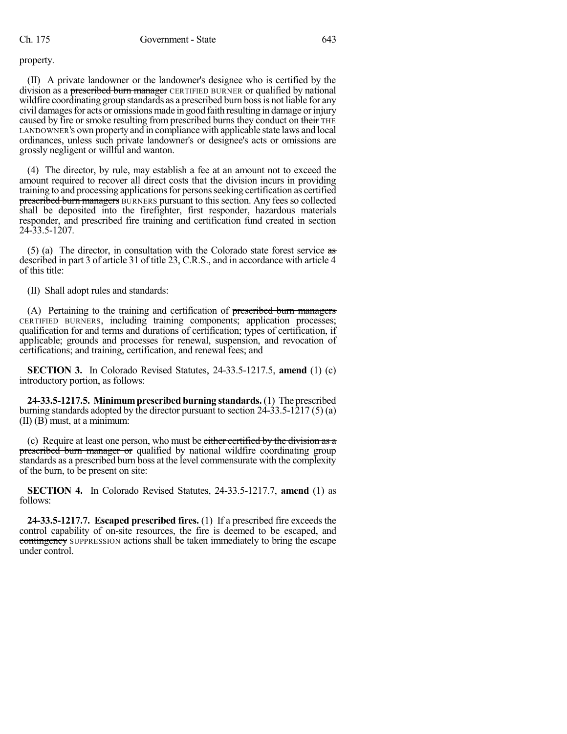property.

(II) A private landowner or the landowner's designee who is certified by the division as a ~~prescribed burn manager~~ CERTIFIED BURNER or qualified by national wildfire coordinating group standards as a prescribed burn boss is not liable for any civil damages for acts or omissions made in good faith resulting in damage or injury caused by fire or smoke resulting from prescribed burns they conduct on ~~their~~ THE LANDOWNER'S own property and in compliance with applicable state laws and local ordinances, unless such private landowner's or designee's acts or omissions are grossly negligent or willful and wanton.

(4) The director, by rule, may establish a fee at an amount not to exceed the amount required to recover all direct costs that the division incurs in providing training to and processing applications for persons seeking certification as certified ~~prescribed burn managers~~ BURNERS pursuant to this section. Any fees so collected shall be deposited into the firefighter, first responder, hazardous materials responder, and prescribed fire training and certification fund created in section 24-33.5-1207.

(5) (a) The director, in consultation with the Colorado state forest service ~~as~~ described in part 3 of article 31 of title 23, C.R.S., and in accordance with article 4 of this title:

(II) Shall adopt rules and standards:

(A) Pertaining to the training and certification of ~~prescribed burn managers~~ CERTIFIED BURNERS, including training components; application processes; qualification for and terms and durations of certification; types of certification, if applicable; grounds and processes for renewal, suspension, and revocation of certifications; and training, certification, and renewal fees; and

**SECTION 3.** In Colorado Revised Statutes, 24-33.5-1217.5, **amend** (1) (c) introductory portion, as follows:

**24-33.5-1217.5. Minimum prescribed burning standards.** (1) The prescribed burning standards adopted by the director pursuant to section 24-33.5-1217 (5) (a) (II) (B) must, at a minimum:

(c) Require at least one person, who must be ~~either certified by the division as a prescribed burn manager or~~ qualified by national wildfire coordinating group standards as a prescribed burn boss at the level commensurate with the complexity of the burn, to be present on site:

**SECTION 4.** In Colorado Revised Statutes, 24-33.5-1217.7, **amend** (1) as follows:

**24-33.5-1217.7. Escaped prescribed fires.** (1) If a prescribed fire exceeds the control capability of on-site resources, the fire is deemed to be escaped, and ~~contingency~~ SUPPRESSION actions shall be taken immediately to bring the escape under control.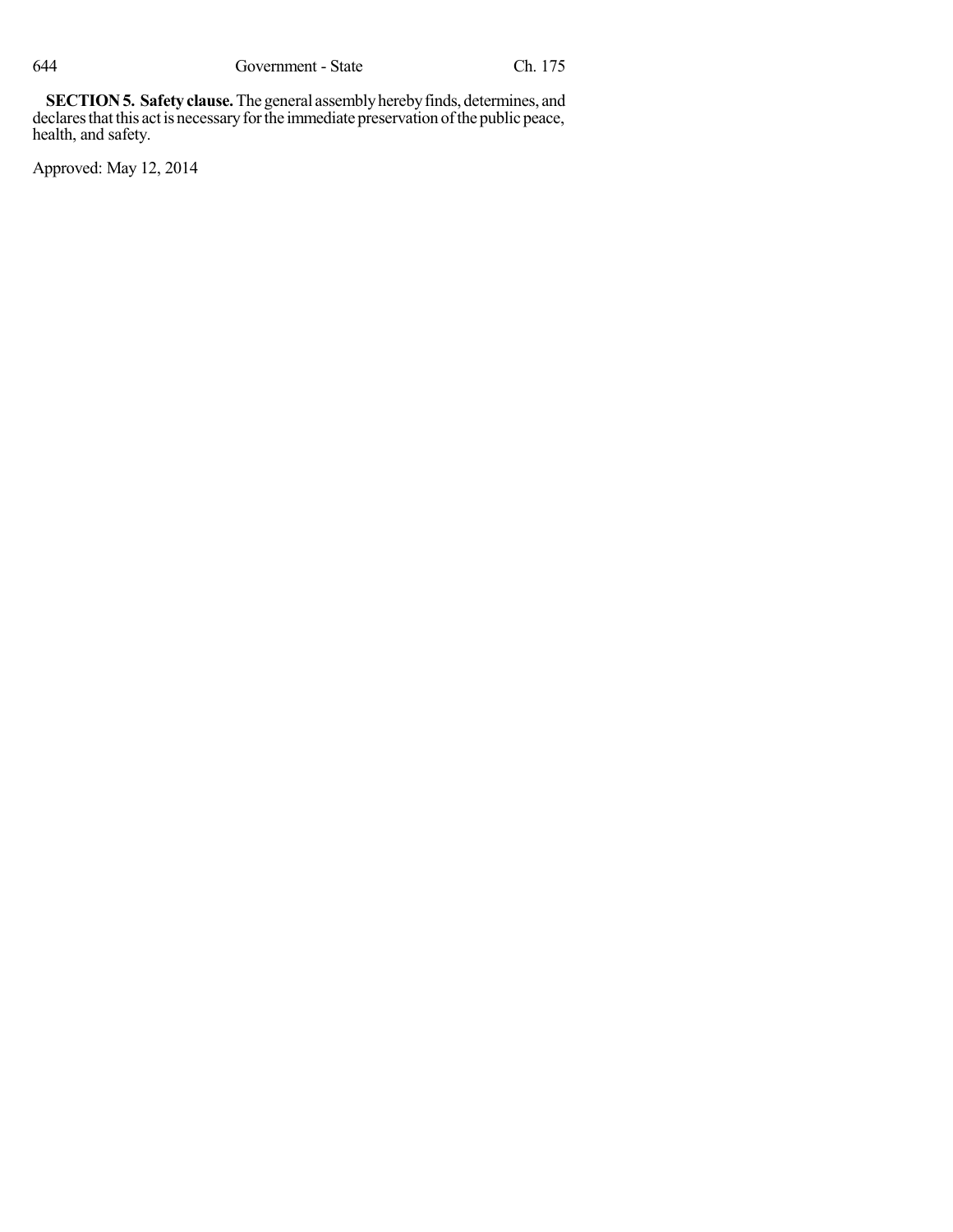**SECTION 5. Safety clause.** The general assembly hereby finds, determines, and declares that this act is necessary for the immediate preservation of the public peace, health, and safety.

Approved: May 12, 2014